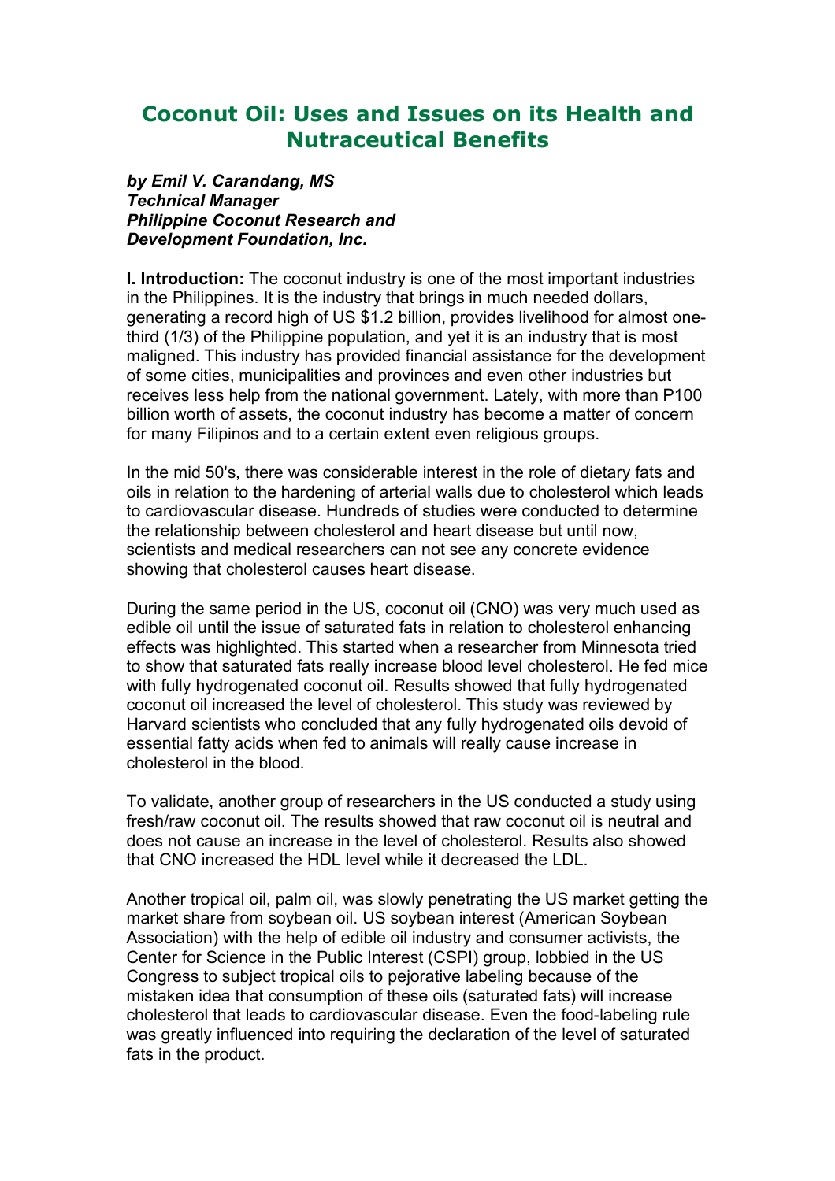# Coconut Oil: Uses and Issues on its Health and Nutraceutical Benefits

***by Emil V. Carandang, MS***
***Technical Manager***
***Philippine Coconut Research and Development Foundation, Inc.***

**I. Introduction:** The coconut industry is one of the most important industries in the Philippines. It is the industry that brings in much needed dollars, generating a record high of US $1.2 billion, provides livelihood for almost one-third (1/3) of the Philippine population, and yet it is an industry that is most maligned. This industry has provided financial assistance for the development of some cities, municipalities and provinces and even other industries but receives less help from the national government. Lately, with more than P100 billion worth of assets, the coconut industry has become a matter of concern for many Filipinos and to a certain extent even religious groups.

In the mid 50's, there was considerable interest in the role of dietary fats and oils in relation to the hardening of arterial walls due to cholesterol which leads to cardiovascular disease. Hundreds of studies were conducted to determine the relationship between cholesterol and heart disease but until now, scientists and medical researchers can not see any concrete evidence showing that cholesterol causes heart disease.

During the same period in the US, coconut oil (CNO) was very much used as edible oil until the issue of saturated fats in relation to cholesterol enhancing effects was highlighted. This started when a researcher from Minnesota tried to show that saturated fats really increase blood level cholesterol. He fed mice with fully hydrogenated coconut oil. Results showed that fully hydrogenated coconut oil increased the level of cholesterol. This study was reviewed by Harvard scientists who concluded that any fully hydrogenated oils devoid of essential fatty acids when fed to animals will really cause increase in cholesterol in the blood.

To validate, another group of researchers in the US conducted a study using fresh/raw coconut oil. The results showed that raw coconut oil is neutral and does not cause an increase in the level of cholesterol. Results also showed that CNO increased the HDL level while it decreased the LDL.

Another tropical oil, palm oil, was slowly penetrating the US market getting the market share from soybean oil. US soybean interest (American Soybean Association) with the help of edible oil industry and consumer activists, the Center for Science in the Public Interest (CSPI) group, lobbied in the US Congress to subject tropical oils to pejorative labeling because of the mistaken idea that consumption of these oils (saturated fats) will increase cholesterol that leads to cardiovascular disease. Even the food-labeling rule was greatly influenced into requiring the declaration of the level of saturated fats in the product.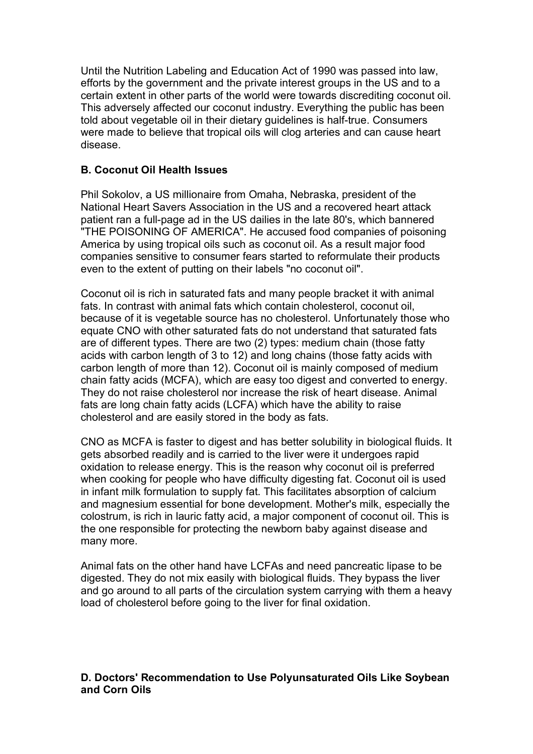Until the Nutrition Labeling and Education Act of 1990 was passed into law, efforts by the government and the private interest groups in the US and to a certain extent in other parts of the world were towards discrediting coconut oil. This adversely affected our coconut industry. Everything the public has been told about vegetable oil in their dietary guidelines is half-true. Consumers were made to believe that tropical oils will clog arteries and can cause heart disease.

### B. Coconut Oil Health Issues

Phil Sokolov, a US millionaire from Omaha, Nebraska, president of the National Heart Savers Association in the US and a recovered heart attack patient ran a full-page ad in the US dailies in the late 80's, which bannered "THE POISONING OF AMERICA". He accused food companies of poisoning America by using tropical oils such as coconut oil. As a result major food companies sensitive to consumer fears started to reformulate their products even to the extent of putting on their labels "no coconut oil".

Coconut oil is rich in saturated fats and many people bracket it with animal fats. In contrast with animal fats which contain cholesterol, coconut oil, because of it is vegetable source has no cholesterol. Unfortunately those who equate CNO with other saturated fats do not understand that saturated fats are of different types. There are two (2) types: medium chain (those fatty acids with carbon length of 3 to 12) and long chains (those fatty acids with carbon length of more than 12). Coconut oil is mainly composed of medium chain fatty acids (MCFA), which are easy too digest and converted to energy. They do not raise cholesterol nor increase the risk of heart disease. Animal fats are long chain fatty acids (LCFA) which have the ability to raise cholesterol and are easily stored in the body as fats.

CNO as MCFA is faster to digest and has better solubility in biological fluids. It gets absorbed readily and is carried to the liver were it undergoes rapid oxidation to release energy. This is the reason why coconut oil is preferred when cooking for people who have difficulty digesting fat. Coconut oil is used in infant milk formulation to supply fat. This facilitates absorption of calcium and magnesium essential for bone development. Mother's milk, especially the colostrum, is rich in lauric fatty acid, a major component of coconut oil. This is the one responsible for protecting the newborn baby against disease and many more.

Animal fats on the other hand have LCFAs and need pancreatic lipase to be digested. They do not mix easily with biological fluids. They bypass the liver and go around to all parts of the circulation system carrying with them a heavy load of cholesterol before going to the liver for final oxidation.

### D. Doctors' Recommendation to Use Polyunsaturated Oils Like Soybean and Corn Oils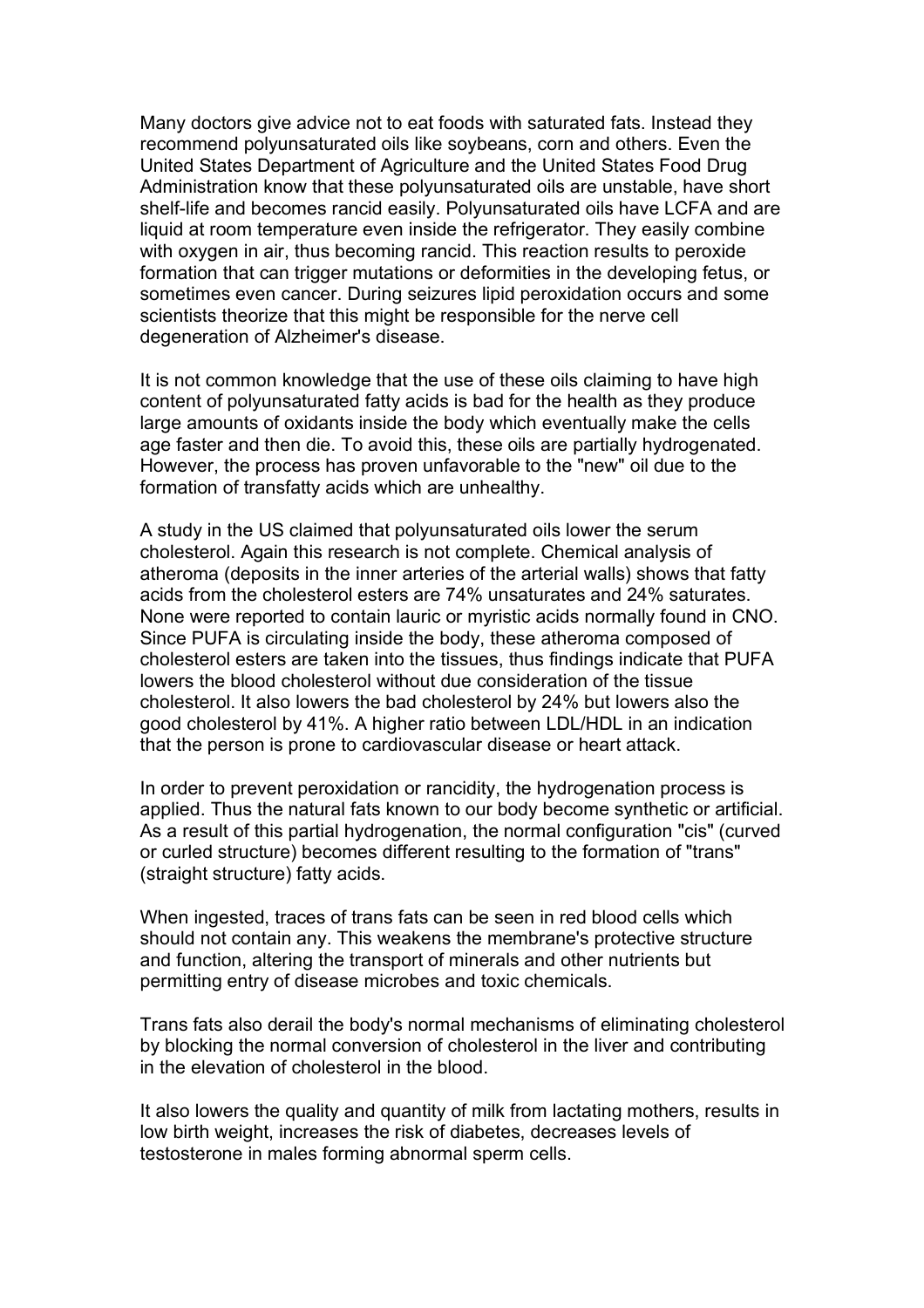Many doctors give advice not to eat foods with saturated fats. Instead they recommend polyunsaturated oils like soybeans, corn and others. Even the United States Department of Agriculture and the United States Food Drug Administration know that these polyunsaturated oils are unstable, have short shelf-life and becomes rancid easily. Polyunsaturated oils have LCFA and are liquid at room temperature even inside the refrigerator. They easily combine with oxygen in air, thus becoming rancid. This reaction results to peroxide formation that can trigger mutations or deformities in the developing fetus, or sometimes even cancer. During seizures lipid peroxidation occurs and some scientists theorize that this might be responsible for the nerve cell degeneration of Alzheimer's disease.

It is not common knowledge that the use of these oils claiming to have high content of polyunsaturated fatty acids is bad for the health as they produce large amounts of oxidants inside the body which eventually make the cells age faster and then die. To avoid this, these oils are partially hydrogenated. However, the process has proven unfavorable to the "new" oil due to the formation of transfatty acids which are unhealthy.

A study in the US claimed that polyunsaturated oils lower the serum cholesterol. Again this research is not complete. Chemical analysis of atheroma (deposits in the inner arteries of the arterial walls) shows that fatty acids from the cholesterol esters are 74% unsaturates and 24% saturates. None were reported to contain lauric or myristic acids normally found in CNO. Since PUFA is circulating inside the body, these atheroma composed of cholesterol esters are taken into the tissues, thus findings indicate that PUFA lowers the blood cholesterol without due consideration of the tissue cholesterol. It also lowers the bad cholesterol by 24% but lowers also the good cholesterol by 41%. A higher ratio between LDL/HDL in an indication that the person is prone to cardiovascular disease or heart attack.

In order to prevent peroxidation or rancidity, the hydrogenation process is applied. Thus the natural fats known to our body become synthetic or artificial. As a result of this partial hydrogenation, the normal configuration "cis" (curved or curled structure) becomes different resulting to the formation of "trans" (straight structure) fatty acids.

When ingested, traces of trans fats can be seen in red blood cells which should not contain any. This weakens the membrane's protective structure and function, altering the transport of minerals and other nutrients but permitting entry of disease microbes and toxic chemicals.

Trans fats also derail the body's normal mechanisms of eliminating cholesterol by blocking the normal conversion of cholesterol in the liver and contributing in the elevation of cholesterol in the blood.

It also lowers the quality and quantity of milk from lactating mothers, results in low birth weight, increases the risk of diabetes, decreases levels of testosterone in males forming abnormal sperm cells.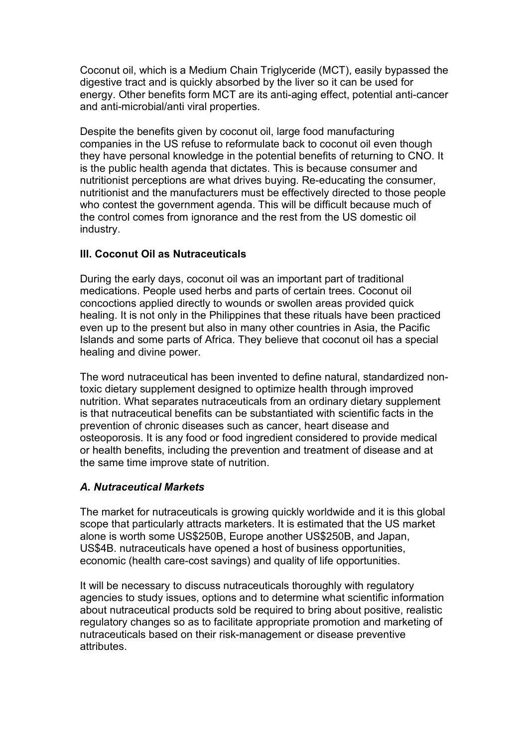Coconut oil, which is a Medium Chain Triglyceride (MCT), easily bypassed the digestive tract and is quickly absorbed by the liver so it can be used for energy. Other benefits form MCT are its anti-aging effect, potential anti-cancer and anti-microbial/anti viral properties.

Despite the benefits given by coconut oil, large food manufacturing companies in the US refuse to reformulate back to coconut oil even though they have personal knowledge in the potential benefits of returning to CNO. It is the public health agenda that dictates. This is because consumer and nutritionist perceptions are what drives buying. Re-educating the consumer, nutritionist and the manufacturers must be effectively directed to those people who contest the government agenda. This will be difficult because much of the control comes from ignorance and the rest from the US domestic oil industry.

### III. Coconut Oil as Nutraceuticals

During the early days, coconut oil was an important part of traditional medications. People used herbs and parts of certain trees. Coconut oil concoctions applied directly to wounds or swollen areas provided quick healing. It is not only in the Philippines that these rituals have been practiced even up to the present but also in many other countries in Asia, the Pacific Islands and some parts of Africa. They believe that coconut oil has a special healing and divine power.

The word nutraceutical has been invented to define natural, standardized non-toxic dietary supplement designed to optimize health through improved nutrition. What separates nutraceuticals from an ordinary dietary supplement is that nutraceutical benefits can be substantiated with scientific facts in the prevention of chronic diseases such as cancer, heart disease and osteoporosis. It is any food or food ingredient considered to provide medical or health benefits, including the prevention and treatment of disease and at the same time improve state of nutrition.

#### *A. Nutraceutical Markets*

The market for nutraceuticals is growing quickly worldwide and it is this global scope that particularly attracts marketers. It is estimated that the US market alone is worth some US$250B, Europe another US$250B, and Japan, US$4B. nutraceuticals have opened a host of business opportunities, economic (health care-cost savings) and quality of life opportunities.

It will be necessary to discuss nutraceuticals thoroughly with regulatory agencies to study issues, options and to determine what scientific information about nutraceutical products sold be required to bring about positive, realistic regulatory changes so as to facilitate appropriate promotion and marketing of nutraceuticals based on their risk-management or disease preventive attributes.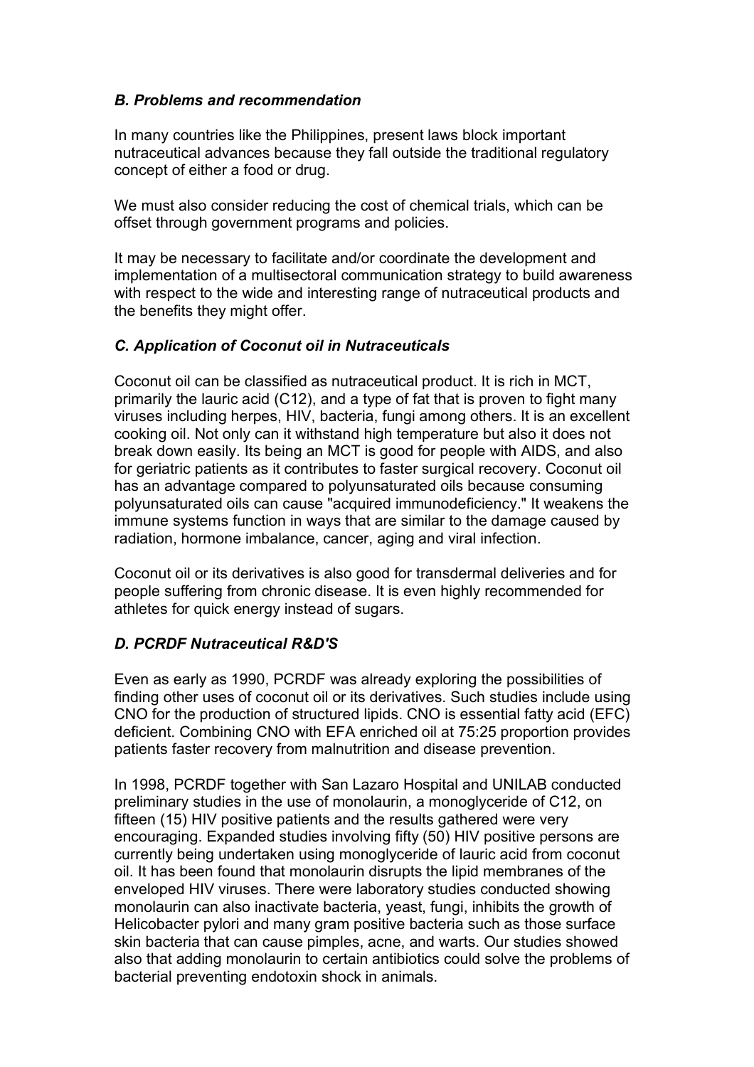### *B. Problems and recommendation*

In many countries like the Philippines, present laws block important nutraceutical advances because they fall outside the traditional regulatory concept of either a food or drug.

We must also consider reducing the cost of chemical trials, which can be offset through government programs and policies.

It may be necessary to facilitate and/or coordinate the development and implementation of a multisectoral communication strategy to build awareness with respect to the wide and interesting range of nutraceutical products and the benefits they might offer.

### *C. Application of Coconut oil in Nutraceuticals*

Coconut oil can be classified as nutraceutical product. It is rich in MCT, primarily the lauric acid (C12), and a type of fat that is proven to fight many viruses including herpes, HIV, bacteria, fungi among others. It is an excellent cooking oil. Not only can it withstand high temperature but also it does not break down easily. Its being an MCT is good for people with AIDS, and also for geriatric patients as it contributes to faster surgical recovery. Coconut oil has an advantage compared to polyunsaturated oils because consuming polyunsaturated oils can cause "acquired immunodeficiency." It weakens the immune systems function in ways that are similar to the damage caused by radiation, hormone imbalance, cancer, aging and viral infection.

Coconut oil or its derivatives is also good for transdermal deliveries and for people suffering from chronic disease. It is even highly recommended for athletes for quick energy instead of sugars.

### *D. PCRDF Nutraceutical R&D'S*

Even as early as 1990, PCRDF was already exploring the possibilities of finding other uses of coconut oil or its derivatives. Such studies include using CNO for the production of structured lipids. CNO is essential fatty acid (EFC) deficient. Combining CNO with EFA enriched oil at 75:25 proportion provides patients faster recovery from malnutrition and disease prevention.

In 1998, PCRDF together with San Lazaro Hospital and UNILAB conducted preliminary studies in the use of monolaurin, a monoglyceride of C12, on fifteen (15) HIV positive patients and the results gathered were very encouraging. Expanded studies involving fifty (50) HIV positive persons are currently being undertaken using monoglyceride of lauric acid from coconut oil. It has been found that monolaurin disrupts the lipid membranes of the enveloped HIV viruses. There were laboratory studies conducted showing monolaurin can also inactivate bacteria, yeast, fungi, inhibits the growth of Helicobacter pylori and many gram positive bacteria such as those surface skin bacteria that can cause pimples, acne, and warts. Our studies showed also that adding monolaurin to certain antibiotics could solve the problems of bacterial preventing endotoxin shock in animals.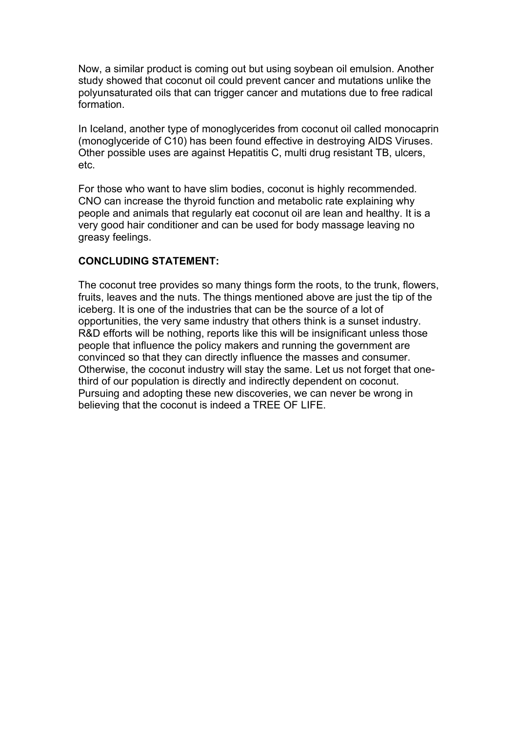Now, a similar product is coming out but using soybean oil emulsion. Another study showed that coconut oil could prevent cancer and mutations unlike the polyunsaturated oils that can trigger cancer and mutations due to free radical formation.

In Iceland, another type of monoglycerides from coconut oil called monocaprin (monoglyceride of C10) has been found effective in destroying AIDS Viruses. Other possible uses are against Hepatitis C, multi drug resistant TB, ulcers, etc.

For those who want to have slim bodies, coconut is highly recommended. CNO can increase the thyroid function and metabolic rate explaining why people and animals that regularly eat coconut oil are lean and healthy. It is a very good hair conditioner and can be used for body massage leaving no greasy feelings.

**CONCLUDING STATEMENT:**

The coconut tree provides so many things form the roots, to the trunk, flowers, fruits, leaves and the nuts. The things mentioned above are just the tip of the iceberg. It is one of the industries that can be the source of a lot of opportunities, the very same industry that others think is a sunset industry. R&D efforts will be nothing, reports like this will be insignificant unless those people that influence the policy makers and running the government are convinced so that they can directly influence the masses and consumer. Otherwise, the coconut industry will stay the same. Let us not forget that one-third of our population is directly and indirectly dependent on coconut. Pursuing and adopting these new discoveries, we can never be wrong in believing that the coconut is indeed a TREE OF LIFE.